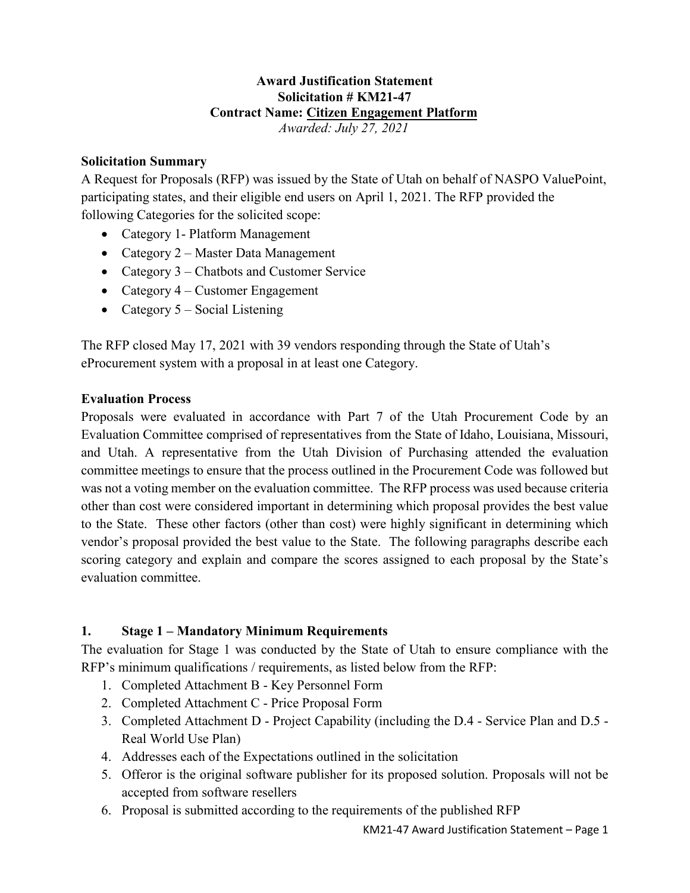**Award Justification Statement**
**Solicitation # KM21-47**
**Contract Name: Citizen Engagement Platform**
*Awarded: July 27, 2021*

## Solicitation Summary

A Request for Proposals (RFP) was issued by the State of Utah on behalf of NASPO ValuePoint, participating states, and their eligible end users on April 1, 2021. The RFP provided the following Categories for the solicited scope:

- Category 1- Platform Management
- Category 2 – Master Data Management
- Category 3 – Chatbots and Customer Service
- Category 4 – Customer Engagement
- Category 5 – Social Listening

The RFP closed May 17, 2021 with 39 vendors responding through the State of Utah's eProcurement system with a proposal in at least one Category.

## Evaluation Process

Proposals were evaluated in accordance with Part 7 of the Utah Procurement Code by an Evaluation Committee comprised of representatives from the State of Idaho, Louisiana, Missouri, and Utah. A representative from the Utah Division of Purchasing attended the evaluation committee meetings to ensure that the process outlined in the Procurement Code was followed but was not a voting member on the evaluation committee. The RFP process was used because criteria other than cost were considered important in determining which proposal provides the best value to the State. These other factors (other than cost) were highly significant in determining which vendor's proposal provided the best value to the State. The following paragraphs describe each scoring category and explain and compare the scores assigned to each proposal by the State's evaluation committee.

## 1. Stage 1 – Mandatory Minimum Requirements

The evaluation for Stage 1 was conducted by the State of Utah to ensure compliance with the RFP's minimum qualifications / requirements, as listed below from the RFP:

1. Completed Attachment B - Key Personnel Form
2. Completed Attachment C - Price Proposal Form
3. Completed Attachment D - Project Capability (including the D.4 - Service Plan and D.5 - Real World Use Plan)
4. Addresses each of the Expectations outlined in the solicitation
5. Offeror is the original software publisher for its proposed solution. Proposals will not be accepted from software resellers
6. Proposal is submitted according to the requirements of the published RFP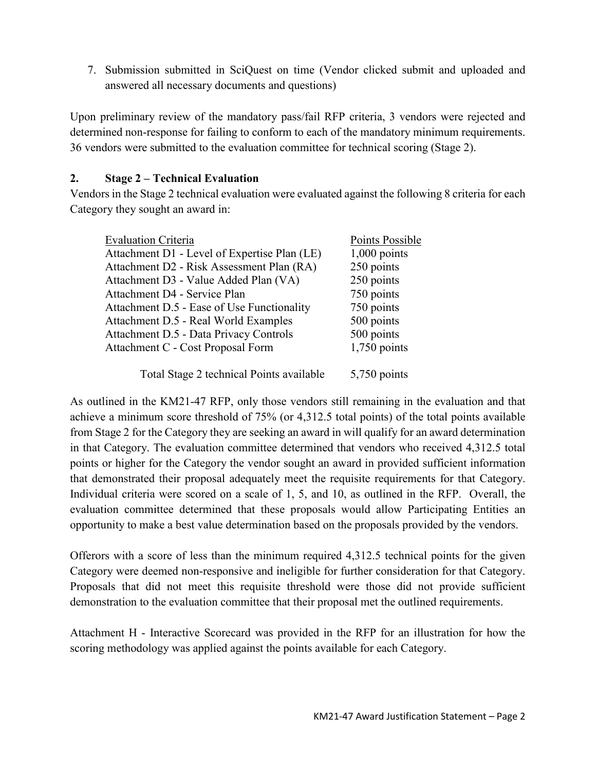7. Submission submitted in SciQuest on time (Vendor clicked submit and uploaded and answered all necessary documents and questions)

Upon preliminary review of the mandatory pass/fail RFP criteria, 3 vendors were rejected and determined non-response for failing to conform to each of the mandatory minimum requirements. 36 vendors were submitted to the evaluation committee for technical scoring (Stage 2).

## 2. Stage 2 – Technical Evaluation

Vendors in the Stage 2 technical evaluation were evaluated against the following 8 criteria for each Category they sought an award in:

| Evaluation Criteria | Points Possible |
| --- | --- |
| Attachment D1 - Level of Expertise Plan (LE) | 1,000 points |
| Attachment D2 - Risk Assessment Plan (RA) | 250 points |
| Attachment D3 - Value Added Plan (VA) | 250 points |
| Attachment D4 - Service Plan | 750 points |
| Attachment D.5 - Ease of Use Functionality | 750 points |
| Attachment D.5 - Real World Examples | 500 points |
| Attachment D.5 - Data Privacy Controls | 500 points |
| Attachment C - Cost Proposal Form | 1,750 points |
| Total Stage 2 technical Points available | 5,750 points |

As outlined in the KM21-47 RFP, only those vendors still remaining in the evaluation and that achieve a minimum score threshold of 75% (or 4,312.5 total points) of the total points available from Stage 2 for the Category they are seeking an award in will qualify for an award determination in that Category. The evaluation committee determined that vendors who received 4,312.5 total points or higher for the Category the vendor sought an award in provided sufficient information that demonstrated their proposal adequately meet the requisite requirements for that Category. Individual criteria were scored on a scale of 1, 5, and 10, as outlined in the RFP. Overall, the evaluation committee determined that these proposals would allow Participating Entities an opportunity to make a best value determination based on the proposals provided by the vendors.

Offerors with a score of less than the minimum required 4,312.5 technical points for the given Category were deemed non-responsive and ineligible for further consideration for that Category. Proposals that did not meet this requisite threshold were those did not provide sufficient demonstration to the evaluation committee that their proposal met the outlined requirements.

Attachment H - Interactive Scorecard was provided in the RFP for an illustration for how the scoring methodology was applied against the points available for each Category.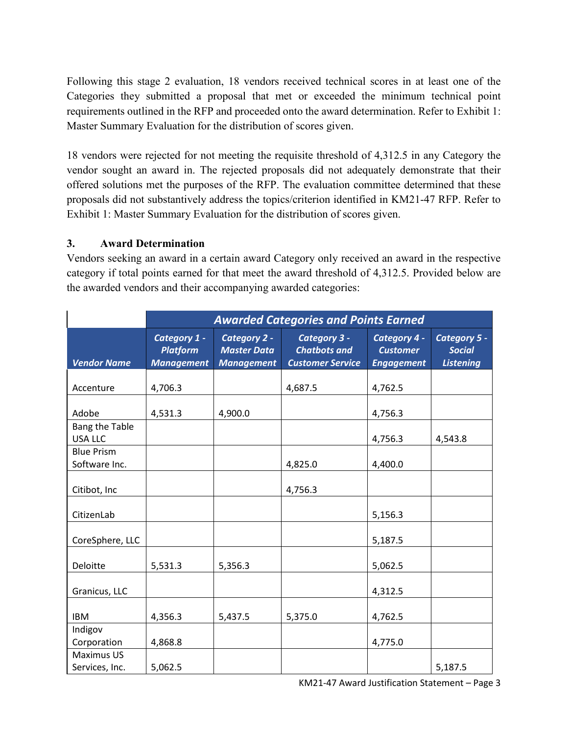Following this stage 2 evaluation, 18 vendors received technical scores in at least one of the Categories they submitted a proposal that met or exceeded the minimum technical point requirements outlined in the RFP and proceeded onto the award determination. Refer to Exhibit 1: Master Summary Evaluation for the distribution of scores given.

18 vendors were rejected for not meeting the requisite threshold of 4,312.5 in any Category the vendor sought an award in. The rejected proposals did not adequately demonstrate that their offered solutions met the purposes of the RFP. The evaluation committee determined that these proposals did not substantively address the topics/criterion identified in KM21-47 RFP. Refer to Exhibit 1: Master Summary Evaluation for the distribution of scores given.

## 3. Award Determination

Vendors seeking an award in a certain award Category only received an award in the respective category if total points earned for that meet the award threshold of 4,312.5. Provided below are the awarded vendors and their accompanying awarded categories:

| | ***Awarded Categories and Points Earned*** | | | | |
|---|---|---|---|---|---|
| ***Vendor Name*** | ***Category 1 - Platform Management*** | ***Category 2 - Master Data Management*** | ***Category 3 - Chatbots and Customer Service*** | ***Category 4 - Customer Engagement*** | ***Category 5 - Social Listening*** |
| Accenture | 4,706.3 | | 4,687.5 | 4,762.5 | |
| Adobe | 4,531.3 | 4,900.0 | | 4,756.3 | |
| Bang the Table USA LLC | | | | 4,756.3 | 4,543.8 |
| Blue Prism Software Inc. | | | 4,825.0 | 4,400.0 | |
| Citibot, Inc | | | 4,756.3 | | |
| CitizenLab | | | | 5,156.3 | |
| CoreSphere, LLC | | | | 5,187.5 | |
| Deloitte | 5,531.3 | 5,356.3 | | 5,062.5 | |
| Granicus, LLC | | | | 4,312.5 | |
| IBM | 4,356.3 | 5,437.5 | 5,375.0 | 4,762.5 | |
| Indigov Corporation | 4,868.8 | | | 4,775.0 | |
| Maximus US Services, Inc. | 5,062.5 | | | | 5,187.5 |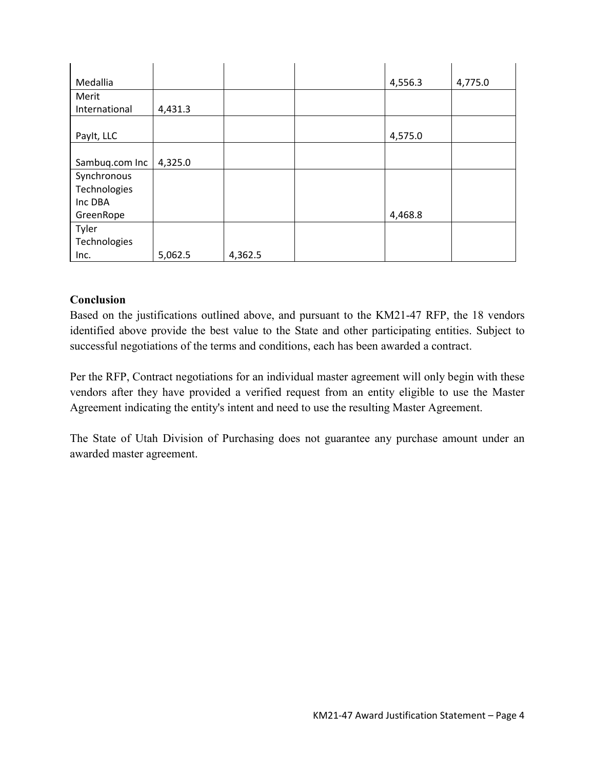| | | | | | |
|---|---|---|---|---|---|
| Medallia | | | | 4,556.3 | 4,775.0 |
| Merit International | 4,431.3 | | | | |
| PayIt, LLC | | | | 4,575.0 | |
| Sambuq.com Inc | 4,325.0 | | | | |
| Synchronous Technologies Inc DBA GreenRope | | | | 4,468.8 | |
| Tyler Technologies Inc. | 5,062.5 | 4,362.5 | | | |

**Conclusion**

Based on the justifications outlined above, and pursuant to the KM21-47 RFP, the 18 vendors identified above provide the best value to the State and other participating entities. Subject to successful negotiations of the terms and conditions, each has been awarded a contract.

Per the RFP, Contract negotiations for an individual master agreement will only begin with these vendors after they have provided a verified request from an entity eligible to use the Master Agreement indicating the entity's intent and need to use the resulting Master Agreement.

The State of Utah Division of Purchasing does not guarantee any purchase amount under an awarded master agreement.